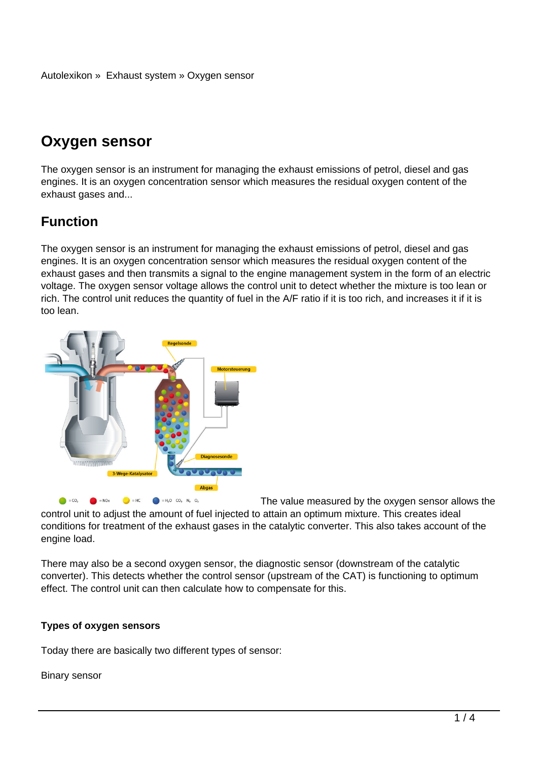Autolexikon » Exhaust system » Oxygen sensor

# Oxygen sensor

The oxygen sensor is an instrument for managing the exhaust emissions of petrol, diesel and gas engines. It is an oxygen concentration sensor which measures the residual oxygen content of the exhaust gases and...

## Function

The oxygen sensor is an instrument for managing the exhaust emissions of petrol, diesel and gas engines. It is an oxygen concentration sensor which measures the residual oxygen content of the exhaust gases and then transmits a signal to the engine management system in the form of an electric voltage. The oxygen sensor voltage allows the control unit to detect whether the mixture is too lean or rich. The control unit reduces the quantity of fuel in the A/F ratio if it is too rich, and increases it if it is too lean.

The value measured by the oxygen sensor allows the control unit to adjust the amount of fuel injected to attain an optimum mixture. This creates ideal conditions for treatment of the exhaust gases in the catalytic converter. This also takes account of the engine load.

There may also be a second oxygen sensor, the diagnostic sensor (downstream of the catalytic converter). This detects whether the control sensor (upstream of the CAT) is functioning to optimum effect. The control unit can then calculate how to compensate for this.

**Types of oxygen sensors**

Today there are basically two different types of sensor:

Binary sensor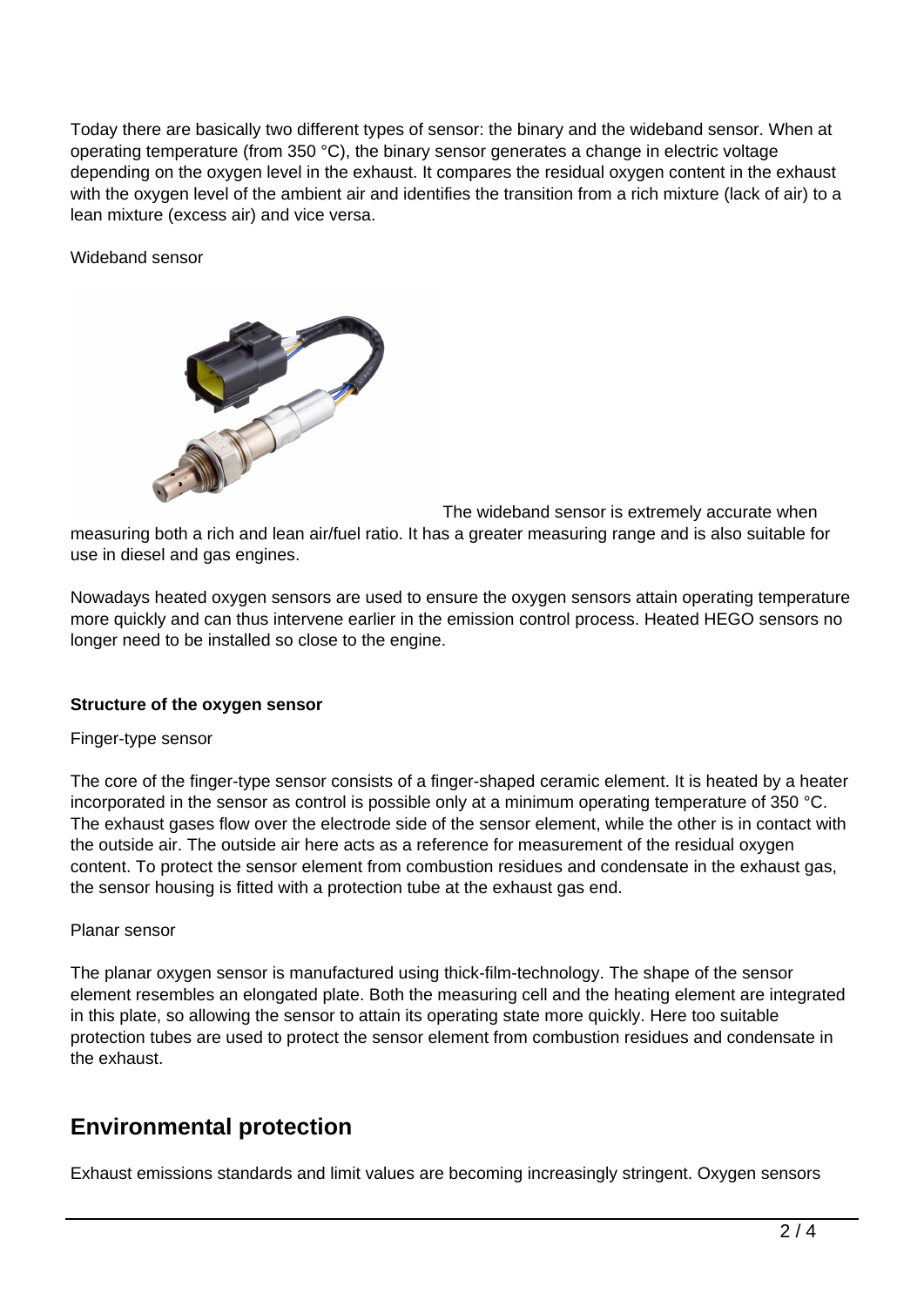Today there are basically two different types of sensor: the binary and the wideband sensor. When at operating temperature (from 350 °C), the binary sensor generates a change in electric voltage depending on the oxygen level in the exhaust. It compares the residual oxygen content in the exhaust with the oxygen level of the ambient air and identifies the transition from a rich mixture (lack of air) to a lean mixture (excess air) and vice versa.

Wideband sensor

The wideband sensor is extremely accurate when measuring both a rich and lean air/fuel ratio. It has a greater measuring range and is also suitable for use in diesel and gas engines.

Nowadays heated oxygen sensors are used to ensure the oxygen sensors attain operating temperature more quickly and can thus intervene earlier in the emission control process. Heated HEGO sensors no longer need to be installed so close to the engine.

**Structure of the oxygen sensor**

Finger-type sensor

The core of the finger-type sensor consists of a finger-shaped ceramic element. It is heated by a heater incorporated in the sensor as control is possible only at a minimum operating temperature of 350 °C. The exhaust gases flow over the electrode side of the sensor element, while the other is in contact with the outside air. The outside air here acts as a reference for measurement of the residual oxygen content. To protect the sensor element from combustion residues and condensate in the exhaust gas, the sensor housing is fitted with a protection tube at the exhaust gas end.

Planar sensor

The planar oxygen sensor is manufactured using thick-film-technology. The shape of the sensor element resembles an elongated plate. Both the measuring cell and the heating element are integrated in this plate, so allowing the sensor to attain its operating state more quickly. Here too suitable protection tubes are used to protect the sensor element from combustion residues and condensate in the exhaust.

## Environmental protection

Exhaust emissions standards and limit values are becoming increasingly stringent. Oxygen sensors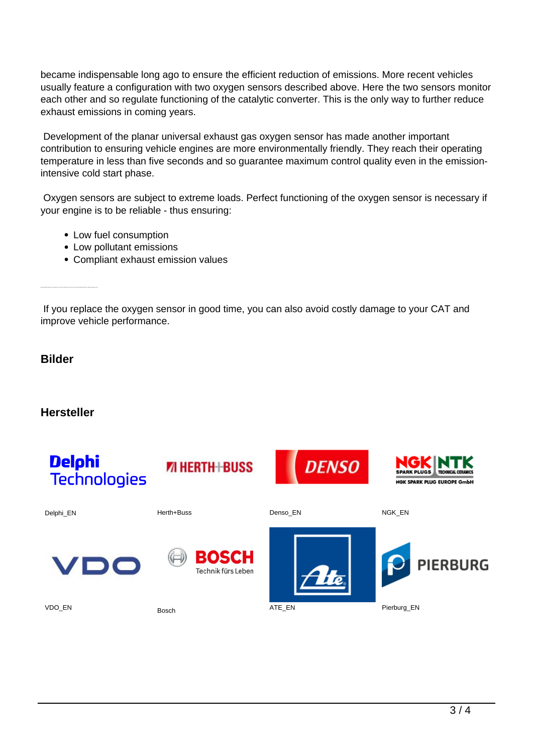became indispensable long ago to ensure the efficient reduction of emissions. More recent vehicles usually feature a configuration with two oxygen sensors described above. Here the two sensors monitor each other and so regulate functioning of the catalytic converter. This is the only way to further reduce exhaust emissions in coming years.

Development of the planar universal exhaust gas oxygen sensor has made another important contribution to ensuring vehicle engines are more environmentally friendly. They reach their operating temperature in less than five seconds and so guarantee maximum control quality even in the emission-intensive cold start phase.

Oxygen sensors are subject to extreme loads. Perfect functioning of the oxygen sensor is necessary if your engine is to be reliable - thus ensuring:

- Low fuel consumption
- Low pollutant emissions
- Compliant exhaust emission values

---

If you replace the oxygen sensor in good time, you can also avoid costly damage to your CAT and improve vehicle performance.

### Bilder

### Hersteller

Delphi_EN

Herth+Buss

Denso_EN

NGK_EN

VDO_EN

Bosch

ATE_EN

Pierburg_EN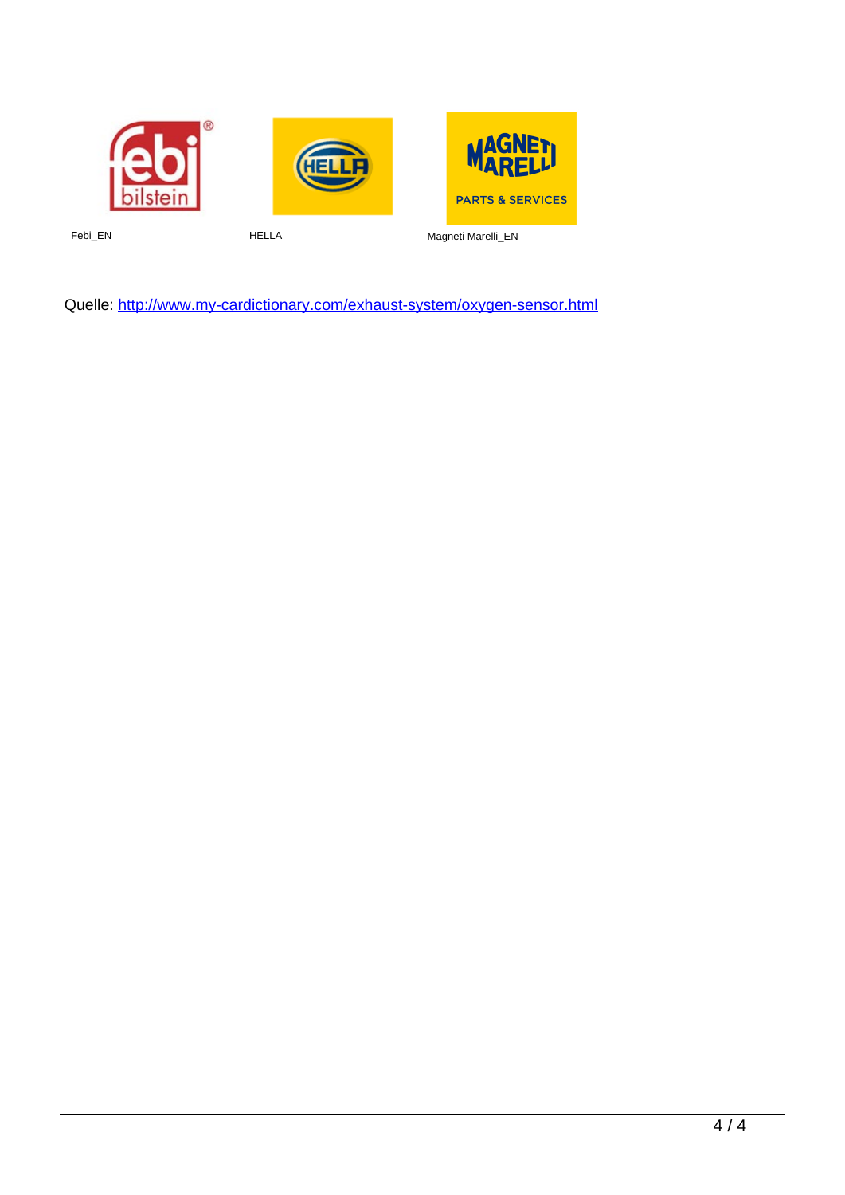Febi_EN

HELLA

Magneti Marelli_EN

Quelle: [http://www.my-cardictionary.com/exhaust-system/oxygen-sensor.html](http://www.my-cardictionary.com/exhaust-system/oxygen-sensor.html)